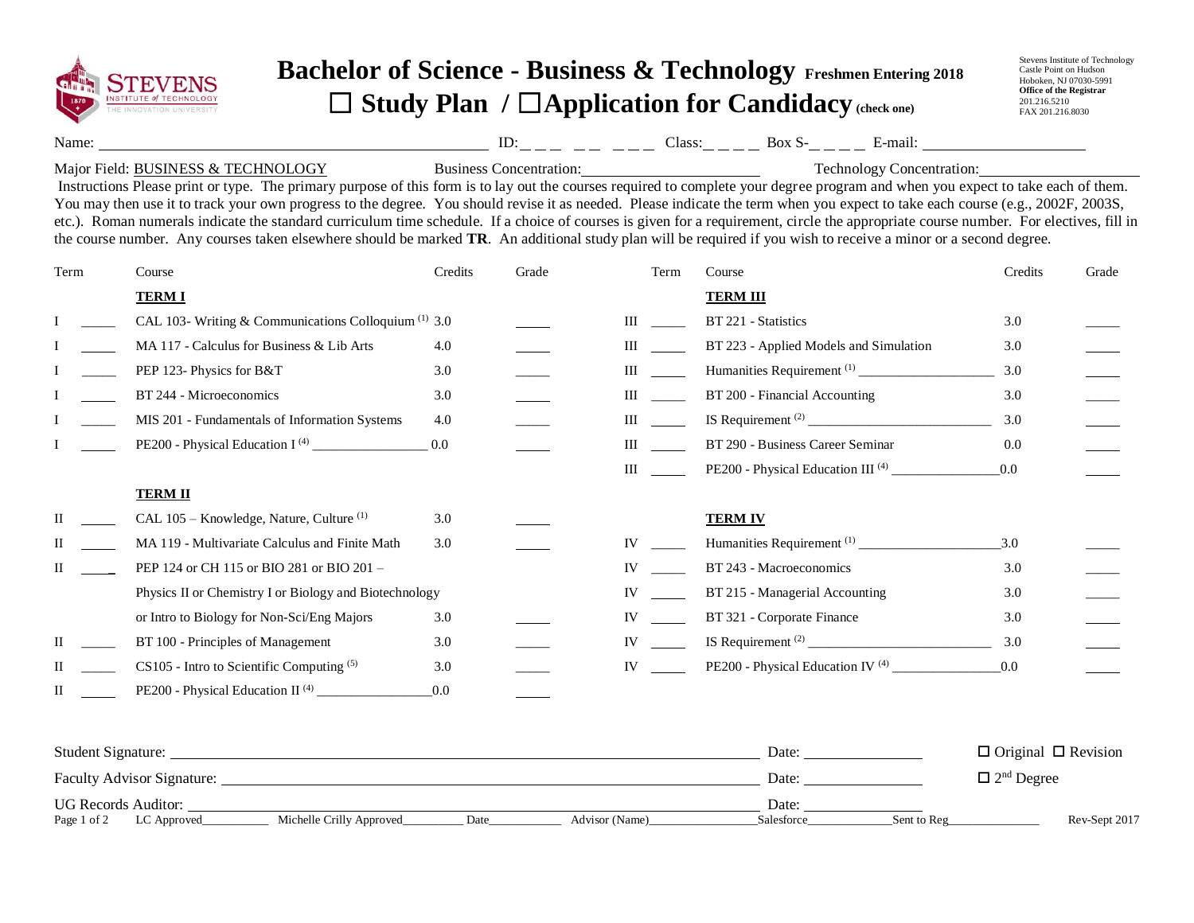# Bachelor of Science - Business & Technology Freshmen Entering 2018

## ☐ Study Plan / ☐ Application for Candidacy (check one)

Stevens Institute of Technology
Castle Point on Hudson
Hoboken, NJ 07030-5991
**Office of the Registrar**
201.216.5210
FAX 201.216.8030

Name: ____________________ ID:_ _ _ _ _ _ _ _ Class:_ _ _ _ Box S-_ _ _ _ E-mail: ____________________

Major Field: BUSINESS & TECHNOLOGY Business Concentration:____________________ Technology Concentration:____________________

Instructions Please print or type. The primary purpose of this form is to lay out the courses required to complete your degree program and when you expect to take each of them. You may then use it to track your own progress to the degree. You should revise it as needed. Please indicate the term when you expect to take each course (e.g., 2002F, 2003S, etc.). Roman numerals indicate the standard curriculum time schedule. If a choice of courses is given for a requirement, circle the appropriate course number. For electives, fill in the course number. Any courses taken elsewhere should be marked **TR**. An additional study plan will be required if you wish to receive a minor or a second degree.

| Term | | Course | Credits | Grade |
|---|---|---|---|---|
| | | **TERM I** | | |
| I | _____ | CAL 103- Writing & Communications Colloquium [1] | 3.0 | _____ |
| I | _____ | MA 117 - Calculus for Business & Lib Arts | 4.0 | _____ |
| I | _____ | PEP 123- Physics for B&T | 3.0 | _____ |
| I | _____ | BT 244 - Microeconomics | 3.0 | _____ |
| I | _____ | MIS 201 - Fundamentals of Information Systems | 4.0 | _____ |
| I | _____ | PE200 - Physical Education I [4] ________________ | 0.0 | _____ |
| | | **TERM II** | | |
| II | _____ | CAL 105 – Knowledge, Nature, Culture [1] | 3.0 | _____ |
| II | _____ | MA 119 - Multivariate Calculus and Finite Math | 3.0 | _____ |
| II | _____ | PEP 124 or CH 115 or BIO 281 or BIO 201 – Physics II or Chemistry I or Biology and Biotechnology or Intro to Biology for Non-Sci/Eng Majors | 3.0 | _____ |
| II | _____ | BT 100 - Principles of Management | 3.0 | _____ |
| II | _____ | CS105 - Intro to Scientific Computing [5] | 3.0 | _____ |
| II | _____ | PE200 - Physical Education II [4] ________________ | 0.0 | _____ |

| Term | | Course | Credits | Grade |
|---|---|---|---|---|
| | | **TERM III** | | |
| III | _____ | BT 221 - Statistics | 3.0 | _____ |
| III | _____ | BT 223 - Applied Models and Simulation | 3.0 | _____ |
| III | _____ | Humanities Requirement [1] ____________________ | 3.0 | _____ |
| III | _____ | BT 200 - Financial Accounting | 3.0 | _____ |
| III | _____ | IS Requirement [2] ____________________ | 3.0 | _____ |
| III | _____ | BT 290 - Business Career Seminar | 0.0 | _____ |
| III | _____ | PE200 - Physical Education III [4] ________________ | 0.0 | _____ |
| | | **TERM IV** | | |
| IV | _____ | Humanities Requirement [1] ____________________ | 3.0 | _____ |
| IV | _____ | BT 243 - Macroeconomics | 3.0 | _____ |
| IV | _____ | BT 215 - Managerial Accounting | 3.0 | _____ |
| IV | _____ | BT 321 - Corporate Finance | 3.0 | _____ |
| IV | _____ | IS Requirement [2] ____________________ | 3.0 | _____ |
| IV | _____ | PE200 - Physical Education IV [4] ________________ | 0.0 | _____ |

Student Signature: ________________________________ Date: ____________ ☐ Original ☐ Revision

Faculty Advisor Signature: ________________________________ Date: ____________ ☐ 2nd Degree

UG Records Auditor: ________________________________ Date: ____________

LC Approved__________ Michelle Crilly Approved__________ Date__________ Advisor (Name)______________ Salesforce____________ Sent to Reg____________ Rev-Sept 2017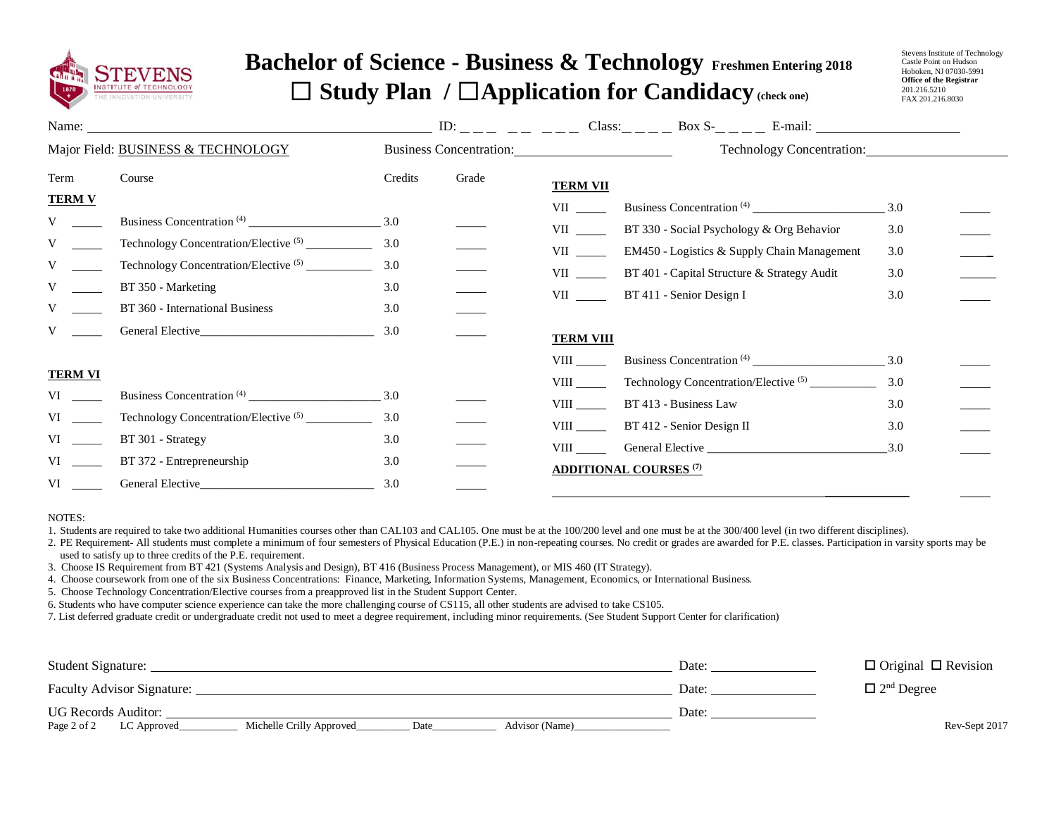# Bachelor of Science - Business & Technology Freshmen Entering 2018

## ☐ Study Plan / ☐ Application for Candidacy (check one)

Stevens Institute of Technology
Castle Point on Hudson
Hoboken, NJ 07030-5991
**Office of the Registrar**
201.216.5210
FAX 201.216.8030

Name: ______________________ ID: _ _ _ _ _ _ _ _ Class: _ _ _ _ Box S- _ _ _ _ E-mail: ______________

Major Field: BUSINESS & TECHNOLOGY Business Concentration: ______________ Technology Concentration: ______________

**TERM V**

| Term | Course | Credits | Grade |
|---|---|---|---|
| V _____ | Business Concentration (4) ______________ | 3.0 | _____ |
| V _____ | Technology Concentration/Elective (5) __________ | 3.0 | _____ |
| V _____ | Technology Concentration/Elective (5) __________ | 3.0 | _____ |
| V _____ | BT 350 - Marketing | 3.0 | _____ |
| V _____ | BT 360 - International Business | 3.0 | _____ |
| V _____ | General Elective______________ | 3.0 | _____ |

**TERM VI**

| Term | Course | Credits | Grade |
|---|---|---|---|
| VI _____ | Business Concentration (4) ______________ | 3.0 | _____ |
| VI _____ | Technology Concentration/Elective (5) __________ | 3.0 | _____ |
| VI _____ | BT 301 - Strategy | 3.0 | _____ |
| VI _____ | BT 372 - Entrepreneurship | 3.0 | _____ |
| VI _____ | General Elective______________ | 3.0 | _____ |

**TERM VII**

| Term | Course | Credits | Grade |
|---|---|---|---|
| VII _____ | Business Concentration (4) ______________ | 3.0 | _____ |
| VII _____ | BT 330 - Social Psychology & Org Behavior | 3.0 | _____ |
| VII _____ | EM450 - Logistics & Supply Chain Management | 3.0 | _____ |
| VII _____ | BT 401 - Capital Structure & Strategy Audit | 3.0 | _____ |
| VII _____ | BT 411 - Senior Design I | 3.0 | _____ |

**TERM VIII**

| Term | Course | Credits | Grade |
|---|---|---|---|
| VIII _____ | Business Concentration (4) ______________ | 3.0 | _____ |
| VIII _____ | Technology Concentration/Elective (5) __________ | 3.0 | _____ |
| VIII _____ | BT 413 - Business Law | 3.0 | _____ |
| VIII _____ | BT 412 - Senior Design II | 3.0 | _____ |
| VIII _____ | General Elective ______________ | 3.0 | _____ |

**ADDITIONAL COURSES (7)**

______________________________ _____

NOTES:

1. Students are required to take two additional Humanities courses other than CAL103 and CAL105. One must be at the 100/200 level and one must be at the 300/400 level (in two different disciplines).
2. PE Requirement- All students must complete a minimum of four semesters of Physical Education (P.E.) in non-repeating courses. No credit or grades are awarded for P.E. classes. Participation in varsity sports may be used to satisfy up to three credits of the P.E. requirement.
3. Choose IS Requirement from BT 421 (Systems Analysis and Design), BT 416 (Business Process Management), or MIS 460 (IT Strategy).
4. Choose coursework from one of the six Business Concentrations: Finance, Marketing, Information Systems, Management, Economics, or International Business.
5. Choose Technology Concentration/Elective courses from a preapproved list in the Student Support Center.
6. Students who have computer science experience can take the more challenging course of CS115, all other students are advised to take CS105.
7. List deferred graduate credit or undergraduate credit not used to meet a degree requirement, including minor requirements. (See Student Support Center for clarification)

Student Signature: ______________________________ Date: __________ ☐ Original ☐ Revision

Faculty Advisor Signature: ______________________________ Date: __________ ☐ 2nd Degree

UG Records Auditor: ______________________________ Date: __________

LC Approved__________ Michelle Crilly Approved__________ Date__________ Advisor (Name)______________

Rev-Sept 2017